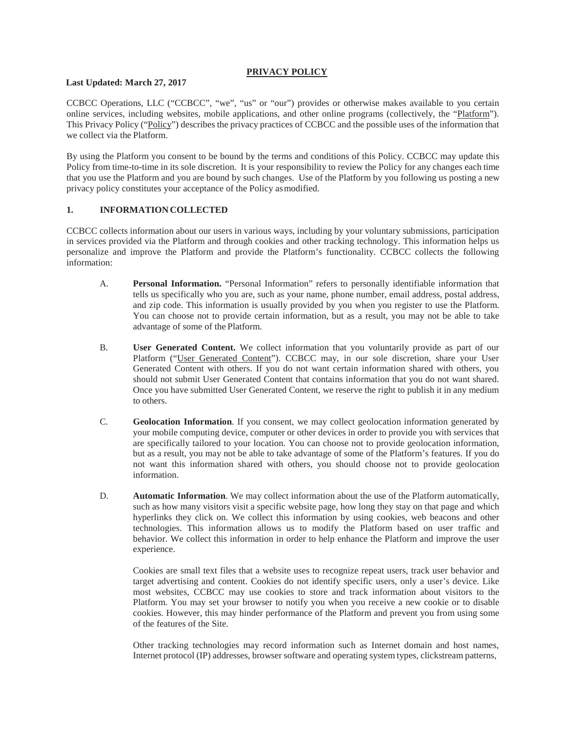# PRIVACY POLICY

**Last Updated: March 27, 2017**

CCBCC Operations, LLC ("CCBCC", "we", "us" or "our") provides or otherwise makes available to you certain online services, including websites, mobile applications, and other online programs (collectively, the "Platform"). This Privacy Policy ("Policy") describes the privacy practices of CCBCC and the possible uses of the information that we collect via the Platform.

By using the Platform you consent to be bound by the terms and conditions of this Policy. CCBCC may update this Policy from time-to-time in its sole discretion. It is your responsibility to review the Policy for any changes each time that you use the Platform and you are bound by such changes. Use of the Platform by you following us posting a new privacy policy constitutes your acceptance of the Policy as modified.

## 1. INFORMATION COLLECTED

CCBCC collects information about our users in various ways, including by your voluntary submissions, participation in services provided via the Platform and through cookies and other tracking technology. This information helps us personalize and improve the Platform and provide the Platform's functionality. CCBCC collects the following information:

A. **Personal Information.** "Personal Information" refers to personally identifiable information that tells us specifically who you are, such as your name, phone number, email address, postal address, and zip code. This information is usually provided by you when you register to use the Platform. You can choose not to provide certain information, but as a result, you may not be able to take advantage of some of the Platform.

B. **User Generated Content.** We collect information that you voluntarily provide as part of our Platform ("User Generated Content"). CCBCC may, in our sole discretion, share your User Generated Content with others. If you do not want certain information shared with others, you should not submit User Generated Content that contains information that you do not want shared. Once you have submitted User Generated Content, we reserve the right to publish it in any medium to others.

C. **Geolocation Information**. If you consent, we may collect geolocation information generated by your mobile computing device, computer or other devices in order to provide you with services that are specifically tailored to your location. You can choose not to provide geolocation information, but as a result, you may not be able to take advantage of some of the Platform's features. If you do not want this information shared with others, you should choose not to provide geolocation information.

D. **Automatic Information**. We may collect information about the use of the Platform automatically, such as how many visitors visit a specific website page, how long they stay on that page and which hyperlinks they click on. We collect this information by using cookies, web beacons and other technologies. This information allows us to modify the Platform based on user traffic and behavior. We collect this information in order to help enhance the Platform and improve the user experience.

Cookies are small text files that a website uses to recognize repeat users, track user behavior and target advertising and content. Cookies do not identify specific users, only a user's device. Like most websites, CCBCC may use cookies to store and track information about visitors to the Platform. You may set your browser to notify you when you receive a new cookie or to disable cookies. However, this may hinder performance of the Platform and prevent you from using some of the features of the Site.

Other tracking technologies may record information such as Internet domain and host names, Internet protocol (IP) addresses, browser software and operating system types, clickstream patterns,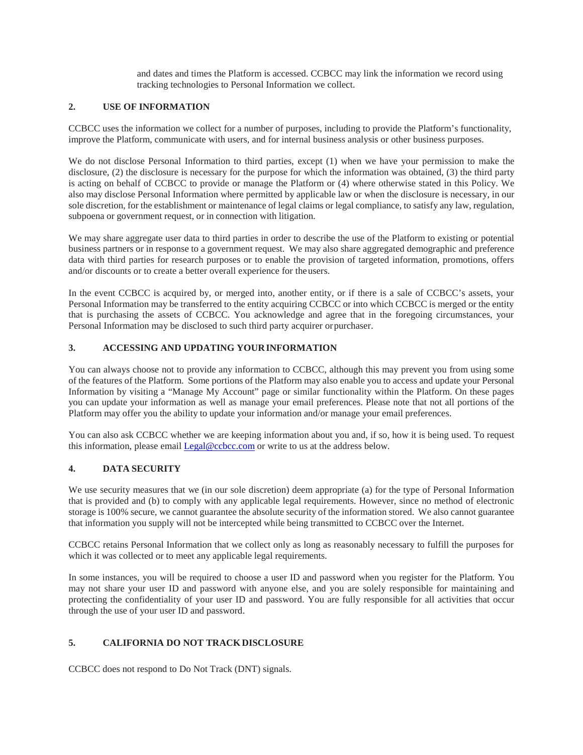and dates and times the Platform is accessed. CCBCC may link the information we record using tracking technologies to Personal Information we collect.

## 2. USE OF INFORMATION

CCBCC uses the information we collect for a number of purposes, including to provide the Platform's functionality, improve the Platform, communicate with users, and for internal business analysis or other business purposes.

We do not disclose Personal Information to third parties, except (1) when we have your permission to make the disclosure, (2) the disclosure is necessary for the purpose for which the information was obtained, (3) the third party is acting on behalf of CCBCC to provide or manage the Platform or (4) where otherwise stated in this Policy. We also may disclose Personal Information where permitted by applicable law or when the disclosure is necessary, in our sole discretion, for the establishment or maintenance of legal claims or legal compliance, to satisfy any law, regulation, subpoena or government request, or in connection with litigation.

We may share aggregate user data to third parties in order to describe the use of the Platform to existing or potential business partners or in response to a government request. We may also share aggregated demographic and preference data with third parties for research purposes or to enable the provision of targeted information, promotions, offers and/or discounts or to create a better overall experience for the users.

In the event CCBCC is acquired by, or merged into, another entity, or if there is a sale of CCBCC's assets, your Personal Information may be transferred to the entity acquiring CCBCC or into which CCBCC is merged or the entity that is purchasing the assets of CCBCC. You acknowledge and agree that in the foregoing circumstances, your Personal Information may be disclosed to such third party acquirer or purchaser.

## 3. ACCESSING AND UPDATING YOUR INFORMATION

You can always choose not to provide any information to CCBCC, although this may prevent you from using some of the features of the Platform. Some portions of the Platform may also enable you to access and update your Personal Information by visiting a "Manage My Account" page or similar functionality within the Platform. On these pages you can update your information as well as manage your email preferences. Please note that not all portions of the Platform may offer you the ability to update your information and/or manage your email preferences.

You can also ask CCBCC whether we are keeping information about you and, if so, how it is being used. To request this information, please email [Legal@ccbcc.com](mailto:Legal@ccbcc.com) or write to us at the address below.

## 4. DATA SECURITY

We use security measures that we (in our sole discretion) deem appropriate (a) for the type of Personal Information that is provided and (b) to comply with any applicable legal requirements. However, since no method of electronic storage is 100% secure, we cannot guarantee the absolute security of the information stored. We also cannot guarantee that information you supply will not be intercepted while being transmitted to CCBCC over the Internet.

CCBCC retains Personal Information that we collect only as long as reasonably necessary to fulfill the purposes for which it was collected or to meet any applicable legal requirements.

In some instances, you will be required to choose a user ID and password when you register for the Platform. You may not share your user ID and password with anyone else, and you are solely responsible for maintaining and protecting the confidentiality of your user ID and password. You are fully responsible for all activities that occur through the use of your user ID and password.

## 5. CALIFORNIA DO NOT TRACK DISCLOSURE

CCBCC does not respond to Do Not Track (DNT) signals.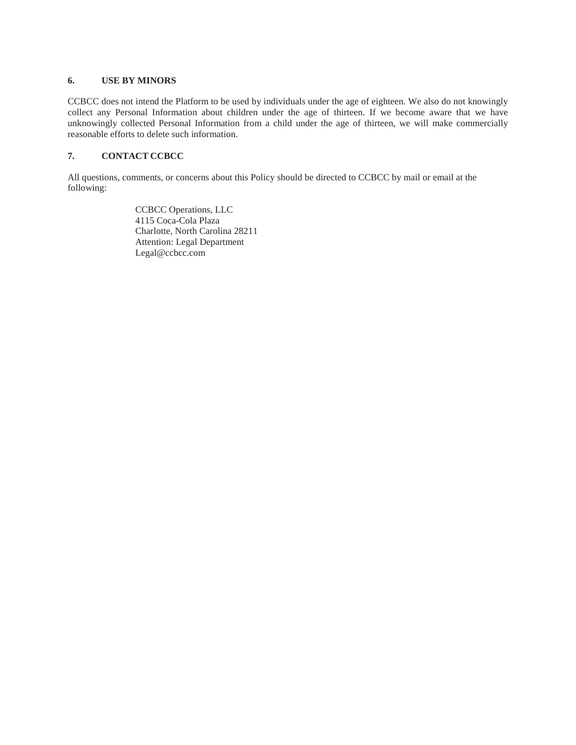## 6. USE BY MINORS

CCBCC does not intend the Platform to be used by individuals under the age of eighteen. We also do not knowingly collect any Personal Information about children under the age of thirteen. If we become aware that we have unknowingly collected Personal Information from a child under the age of thirteen, we will make commercially reasonable efforts to delete such information.

## 7. CONTACT CCBCC

All questions, comments, or concerns about this Policy should be directed to CCBCC by mail or email at the following:

CCBCC Operations, LLC
4115 Coca-Cola Plaza
Charlotte, North Carolina 28211
Attention: Legal Department
Legal@ccbcc.com